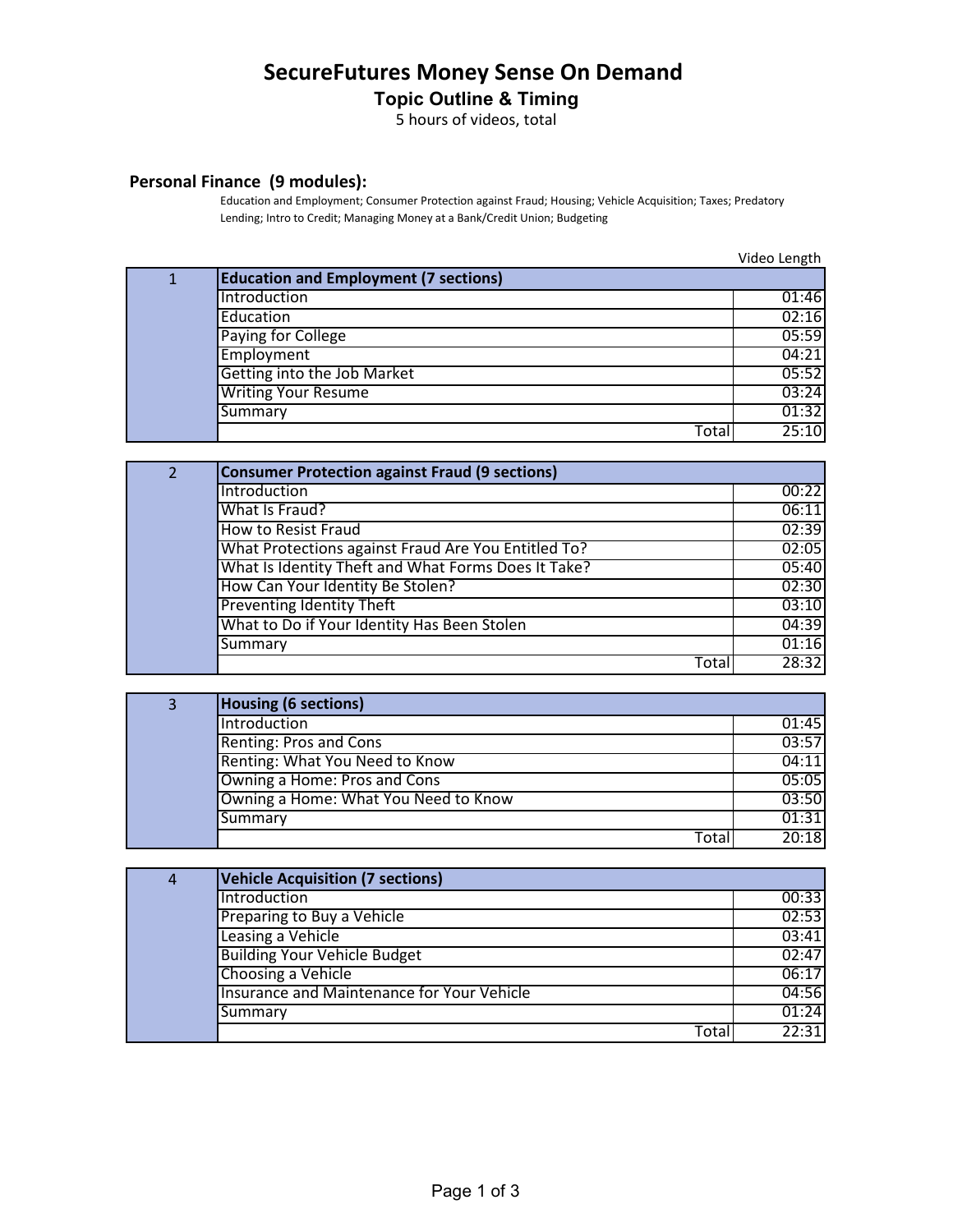# SecureFutures Money Sense On Demand

## Topic Outline & Timing

5 hours of videos, total

### Personal Finance (9 modules):

Education and Employment; Consumer Protection against Fraud; Housing; Vehicle Acquisition; Taxes; Predatory Lending; Intro to Credit; Managing Money at a Bank/Credit Union; Budgeting

| | | Video Length |
|---|---|---|
| 1 | **Education and Employment (7 sections)** | |
| | Introduction | 01:46 |
| | Education | 02:16 |
| | Paying for College | 05:59 |
| | Employment | 04:21 |
| | Getting into the Job Market | 05:52 |
| | Writing Your Resume | 03:24 |
| | Summary | 01:32 |
| | Total | 25:10 |

| | | |
|---|---|---|
| 2 | **Consumer Protection against Fraud (9 sections)** | |
| | Introduction | 00:22 |
| | What Is Fraud? | 06:11 |
| | How to Resist Fraud | 02:39 |
| | What Protections against Fraud Are You Entitled To? | 02:05 |
| | What Is Identity Theft and What Forms Does It Take? | 05:40 |
| | How Can Your Identity Be Stolen? | 02:30 |
| | Preventing Identity Theft | 03:10 |
| | What to Do if Your Identity Has Been Stolen | 04:39 |
| | Summary | 01:16 |
| | Total | 28:32 |

| | | |
|---|---|---|
| 3 | **Housing (6 sections)** | |
| | Introduction | 01:45 |
| | Renting: Pros and Cons | 03:57 |
| | Renting: What You Need to Know | 04:11 |
| | Owning a Home: Pros and Cons | 05:05 |
| | Owning a Home: What You Need to Know | 03:50 |
| | Summary | 01:31 |
| | Total | 20:18 |

| | | |
|---|---|---|
| 4 | **Vehicle Acquisition (7 sections)** | |
| | Introduction | 00:33 |
| | Preparing to Buy a Vehicle | 02:53 |
| | Leasing a Vehicle | 03:41 |
| | Building Your Vehicle Budget | 02:47 |
| | Choosing a Vehicle | 06:17 |
| | Insurance and Maintenance for Your Vehicle | 04:56 |
| | Summary | 01:24 |
| | Total | 22:31 |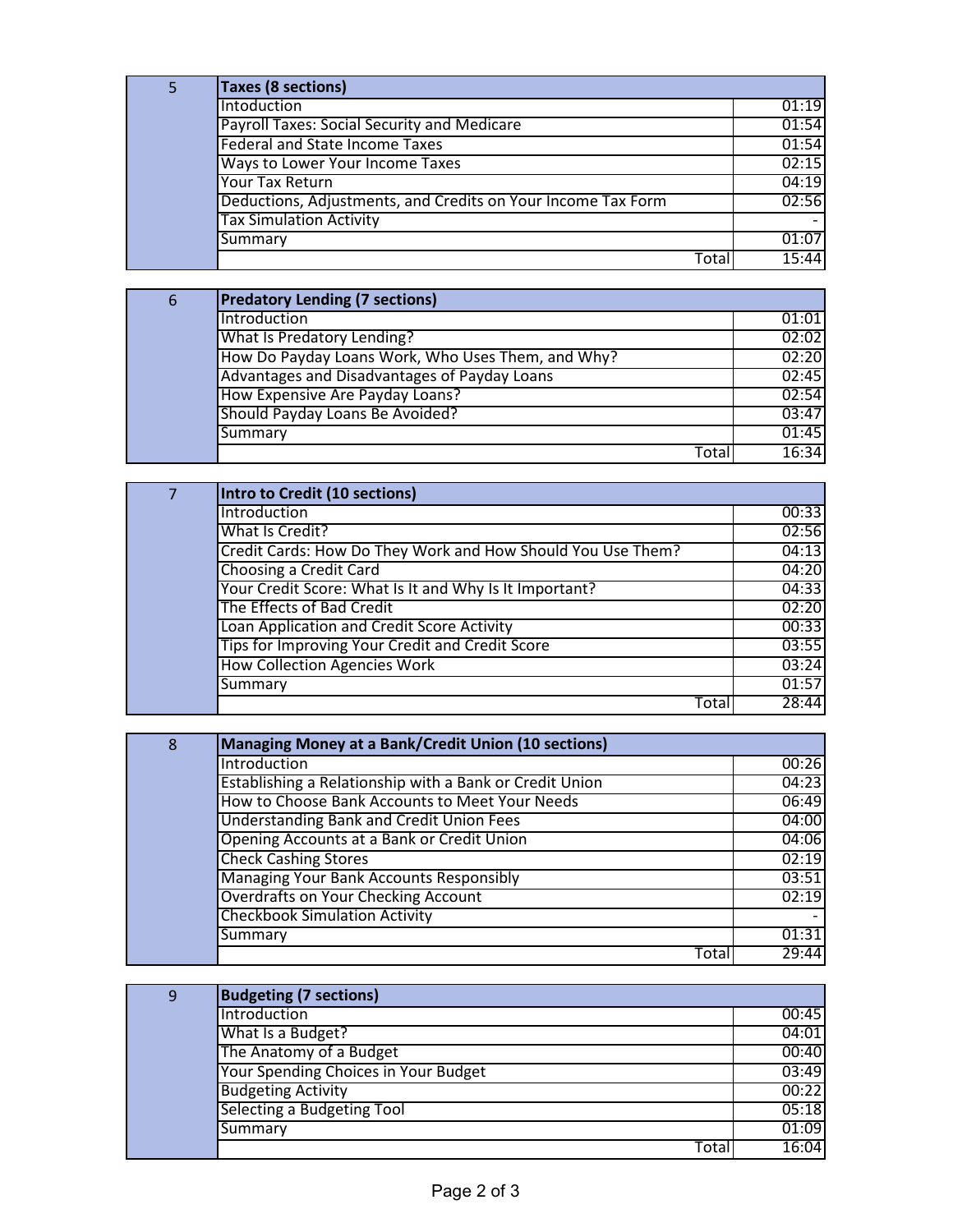| 5 | Taxes (8 sections) | |
|---|---|---|
| | Intoduction | 01:19 |
| | Payroll Taxes: Social Security and Medicare | 01:54 |
| | Federal and State Income Taxes | 01:54 |
| | Ways to Lower Your Income Taxes | 02:15 |
| | Your Tax Return | 04:19 |
| | Deductions, Adjustments, and Credits on Your Income Tax Form | 02:56 |
| | Tax Simulation Activity | - |
| | Summary | 01:07 |
| | Total | 15:44 |

| 6 | Predatory Lending (7 sections) | |
|---|---|---|
| | Introduction | 01:01 |
| | What Is Predatory Lending? | 02:02 |
| | How Do Payday Loans Work, Who Uses Them, and Why? | 02:20 |
| | Advantages and Disadvantages of Payday Loans | 02:45 |
| | How Expensive Are Payday Loans? | 02:54 |
| | Should Payday Loans Be Avoided? | 03:47 |
| | Summary | 01:45 |
| | Total | 16:34 |

| 7 | Intro to Credit (10 sections) | |
|---|---|---|
| | Introduction | 00:33 |
| | What Is Credit? | 02:56 |
| | Credit Cards: How Do They Work and How Should You Use Them? | 04:13 |
| | Choosing a Credit Card | 04:20 |
| | Your Credit Score: What Is It and Why Is It Important? | 04:33 |
| | The Effects of Bad Credit | 02:20 |
| | Loan Application and Credit Score Activity | 00:33 |
| | Tips for Improving Your Credit and Credit Score | 03:55 |
| | How Collection Agencies Work | 03:24 |
| | Summary | 01:57 |
| | Total | 28:44 |

| 8 | Managing Money at a Bank/Credit Union (10 sections) | |
|---|---|---|
| | Introduction | 00:26 |
| | Establishing a Relationship with a Bank or Credit Union | 04:23 |
| | How to Choose Bank Accounts to Meet Your Needs | 06:49 |
| | Understanding Bank and Credit Union Fees | 04:00 |
| | Opening Accounts at a Bank or Credit Union | 04:06 |
| | Check Cashing Stores | 02:19 |
| | Managing Your Bank Accounts Responsibly | 03:51 |
| | Overdrafts on Your Checking Account | 02:19 |
| | Checkbook Simulation Activity | - |
| | Summary | 01:31 |
| | Total | 29:44 |

| 9 | Budgeting (7 sections) | |
|---|---|---|
| | Introduction | 00:45 |
| | What Is a Budget? | 04:01 |
| | The Anatomy of a Budget | 00:40 |
| | Your Spending Choices in Your Budget | 03:49 |
| | Budgeting Activity | 00:22 |
| | Selecting a Budgeting Tool | 05:18 |
| | Summary | 01:09 |
| | Total | 16:04 |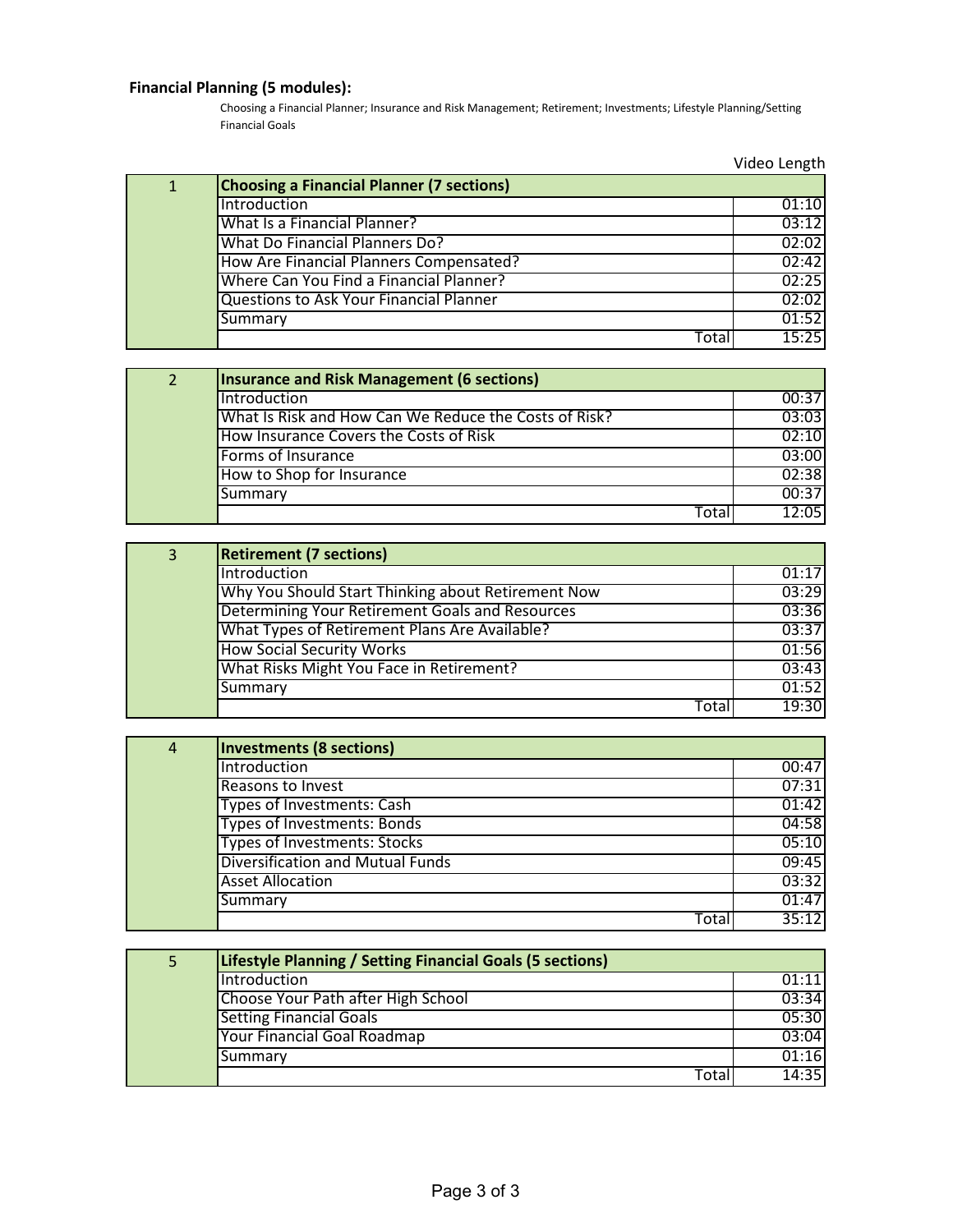**Financial Planning (5 modules):**

Choosing a Financial Planner; Insurance and Risk Management; Retirement; Investments; Lifestyle Planning/Setting Financial Goals

Video Length

| | | |
|---|---|---|
| 1 | **Choosing a Financial Planner (7 sections)** | |
| | Introduction | 01:10 |
| | What Is a Financial Planner? | 03:12 |
| | What Do Financial Planners Do? | 02:02 |
| | How Are Financial Planners Compensated? | 02:42 |
| | Where Can You Find a Financial Planner? | 02:25 |
| | Questions to Ask Your Financial Planner | 02:02 |
| | Summary | 01:52 |
| | Total | 15:25 |

| | | |
|---|---|---|
| 2 | **Insurance and Risk Management (6 sections)** | |
| | Introduction | 00:37 |
| | What Is Risk and How Can We Reduce the Costs of Risk? | 03:03 |
| | How Insurance Covers the Costs of Risk | 02:10 |
| | Forms of Insurance | 03:00 |
| | How to Shop for Insurance | 02:38 |
| | Summary | 00:37 |
| | Total | 12:05 |

| | | |
|---|---|---|
| 3 | **Retirement (7 sections)** | |
| | Introduction | 01:17 |
| | Why You Should Start Thinking about Retirement Now | 03:29 |
| | Determining Your Retirement Goals and Resources | 03:36 |
| | What Types of Retirement Plans Are Available? | 03:37 |
| | How Social Security Works | 01:56 |
| | What Risks Might You Face in Retirement? | 03:43 |
| | Summary | 01:52 |
| | Total | 19:30 |

| | | |
|---|---|---|
| 4 | **Investments (8 sections)** | |
| | Introduction | 00:47 |
| | Reasons to Invest | 07:31 |
| | Types of Investments: Cash | 01:42 |
| | Types of Investments: Bonds | 04:58 |
| | Types of Investments: Stocks | 05:10 |
| | Diversification and Mutual Funds | 09:45 |
| | Asset Allocation | 03:32 |
| | Summary | 01:47 |
| | Total | 35:12 |

| | | |
|---|---|---|
| 5 | **Lifestyle Planning / Setting Financial Goals (5 sections)** | |
| | Introduction | 01:11 |
| | Choose Your Path after High School | 03:34 |
| | Setting Financial Goals | 05:30 |
| | Your Financial Goal Roadmap | 03:04 |
| | Summary | 01:16 |
| | Total | 14:35 |